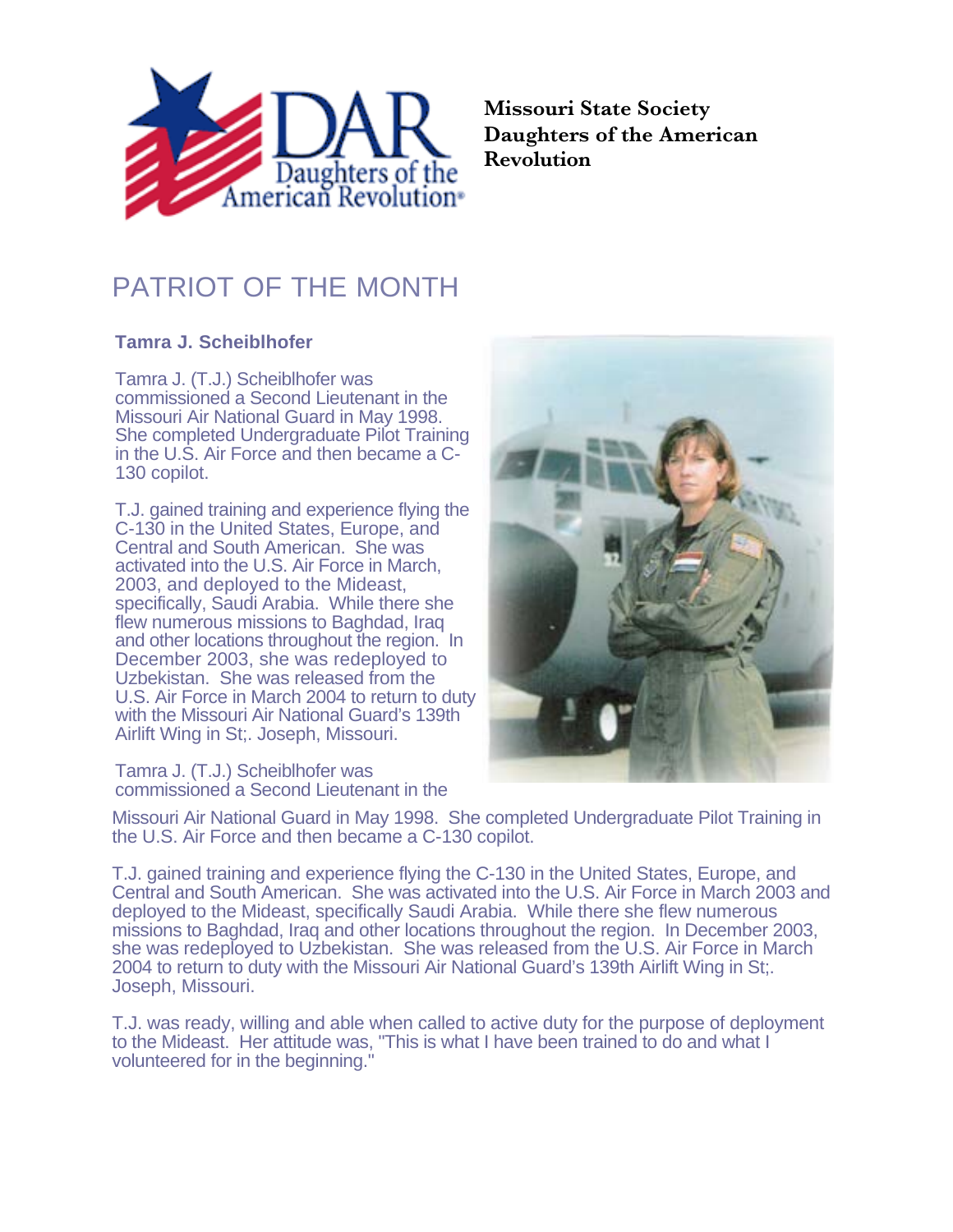Missouri State Society
Daughters of the American
Revolution

# PATRIOT OF THE MONTH

**Tamra J. Scheiblhofer**

Tamra J. (T.J.) Scheiblhofer was commissioned a Second Lieutenant in the Missouri Air National Guard in May 1998. She completed Undergraduate Pilot Training in the U.S. Air Force and then became a C-130 copilot.

T.J. gained training and experience flying the C-130 in the United States, Europe, and Central and South American. She was activated into the U.S. Air Force in March, 2003, and deployed to the Mideast, specifically, Saudi Arabia. While there she flew numerous missions to Baghdad, Iraq and other locations throughout the region. In December 2003, she was redeployed to Uzbekistan. She was released from the U.S. Air Force in March 2004 to return to duty with the Missouri Air National Guard's 139th Airlift Wing in St;. Joseph, Missouri.

Tamra J. (T.J.) Scheiblhofer was commissioned a Second Lieutenant in the Missouri Air National Guard in May 1998. She completed Undergraduate Pilot Training in the U.S. Air Force and then became a C-130 copilot.

T.J. gained training and experience flying the C-130 in the United States, Europe, and Central and South American. She was activated into the U.S. Air Force in March 2003 and deployed to the Mideast, specifically Saudi Arabia. While there she flew numerous missions to Baghdad, Iraq and other locations throughout the region. In December 2003, she was redeployed to Uzbekistan. She was released from the U.S. Air Force in March 2004 to return to duty with the Missouri Air National Guard's 139th Airlift Wing in St;. Joseph, Missouri.

T.J. was ready, willing and able when called to active duty for the purpose of deployment to the Mideast. Her attitude was, "This is what I have been trained to do and what I volunteered for in the beginning."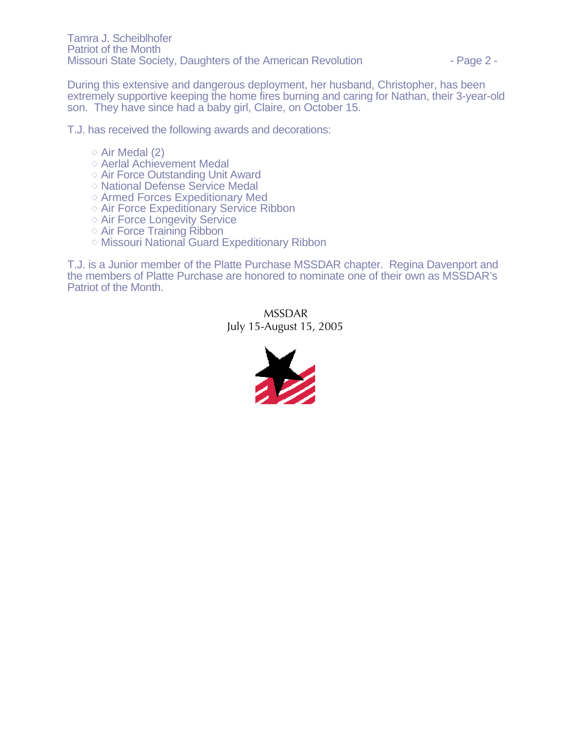During this extensive and dangerous deployment, her husband, Christopher, has been extremely supportive keeping the home fires burning and caring for Nathan, their 3-year-old son. They have since had a baby girl, Claire, on October 15.

T.J. has received the following awards and decorations:

- Air Medal (2)
- Aerlal Achievement Medal
- Air Force Outstanding Unit Award
- National Defense Service Medal
- Armed Forces Expeditionary Med
- Air Force Expeditionary Service Ribbon
- Air Force Longevity Service
- Air Force Training Ribbon
- Missouri National Guard Expeditionary Ribbon

T.J. is a Junior member of the Platte Purchase MSSDAR chapter. Regina Davenport and the members of Platte Purchase are honored to nominate one of their own as MSSDAR's Patriot of the Month.

MSSDAR
July 15-August 15, 2005